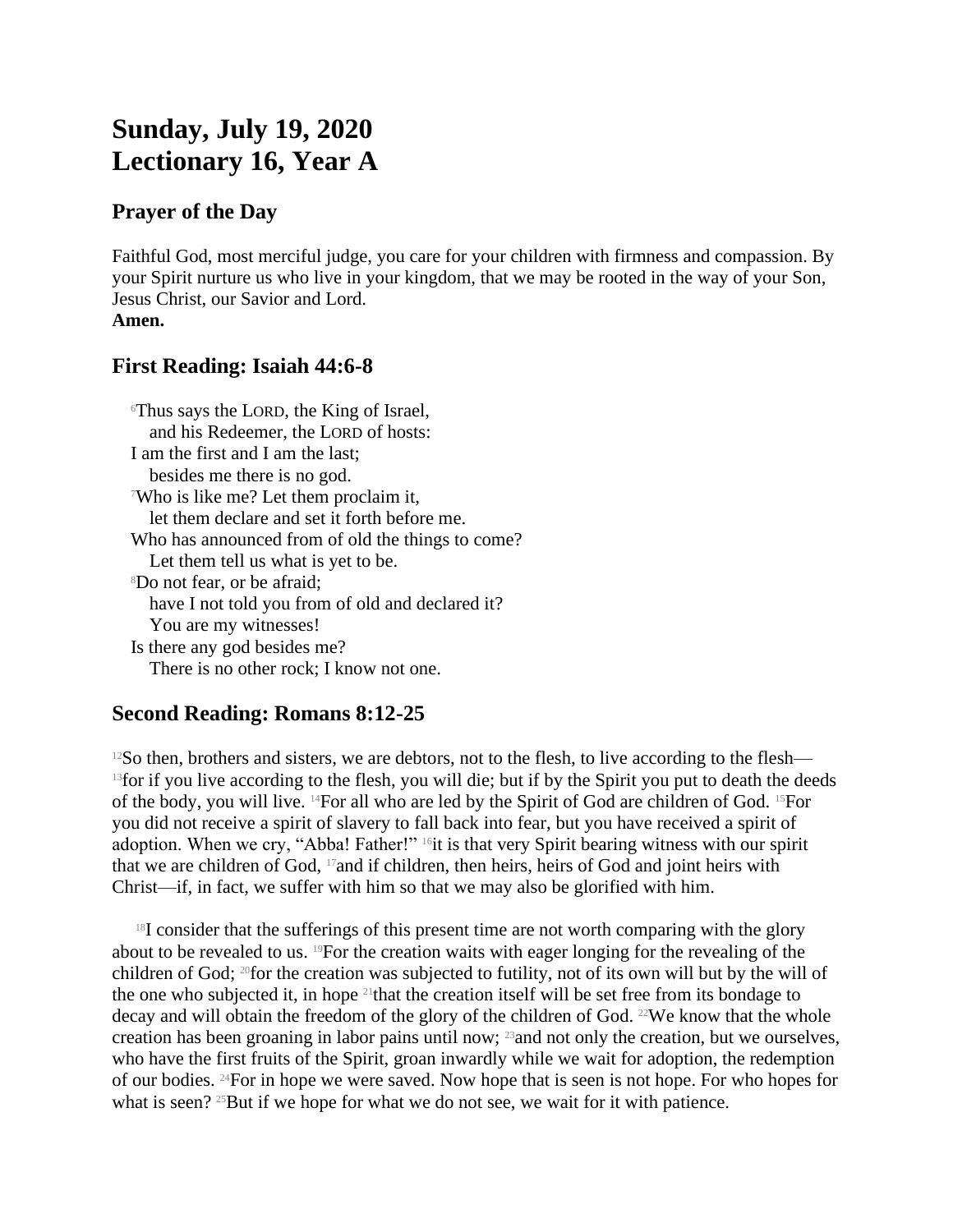# Sunday, July 19, 2020
# Lectionary 16, Year A

## Prayer of the Day

Faithful God, most merciful judge, you care for your children with firmness and compassion. By your Spirit nurture us who live in your kingdom, that we may be rooted in the way of your Son, Jesus Christ, our Savior and Lord.
**Amen.**

## First Reading: Isaiah 44:6-8

[6]Thus says the LORD, the King of Israel,
  and his Redeemer, the LORD of hosts:
I am the first and I am the last;
  besides me there is no god.
[7]Who is like me? Let them proclaim it,
  let them declare and set it forth before me.
Who has announced from of old the things to come?
  Let them tell us what is yet to be.
[8]Do not fear, or be afraid;
  have I not told you from of old and declared it?
  You are my witnesses!
Is there any god besides me?
  There is no other rock; I know not one.

## Second Reading: Romans 8:12-25

[12]So then, brothers and sisters, we are debtors, not to the flesh, to live according to the flesh—[13]for if you live according to the flesh, you will die; but if by the Spirit you put to death the deeds of the body, you will live. [14]For all who are led by the Spirit of God are children of God. [15]For you did not receive a spirit of slavery to fall back into fear, but you have received a spirit of adoption. When we cry, "Abba! Father!" [16]it is that very Spirit bearing witness with our spirit that we are children of God, [17]and if children, then heirs, heirs of God and joint heirs with Christ—if, in fact, we suffer with him so that we may also be glorified with him.

[18]I consider that the sufferings of this present time are not worth comparing with the glory about to be revealed to us. [19]For the creation waits with eager longing for the revealing of the children of God; [20]for the creation was subjected to futility, not of its own will but by the will of the one who subjected it, in hope [21]that the creation itself will be set free from its bondage to decay and will obtain the freedom of the glory of the children of God. [22]We know that the whole creation has been groaning in labor pains until now; [23]and not only the creation, but we ourselves, who have the first fruits of the Spirit, groan inwardly while we wait for adoption, the redemption of our bodies. [24]For in hope we were saved. Now hope that is seen is not hope. For who hopes for what is seen? [25]But if we hope for what we do not see, we wait for it with patience.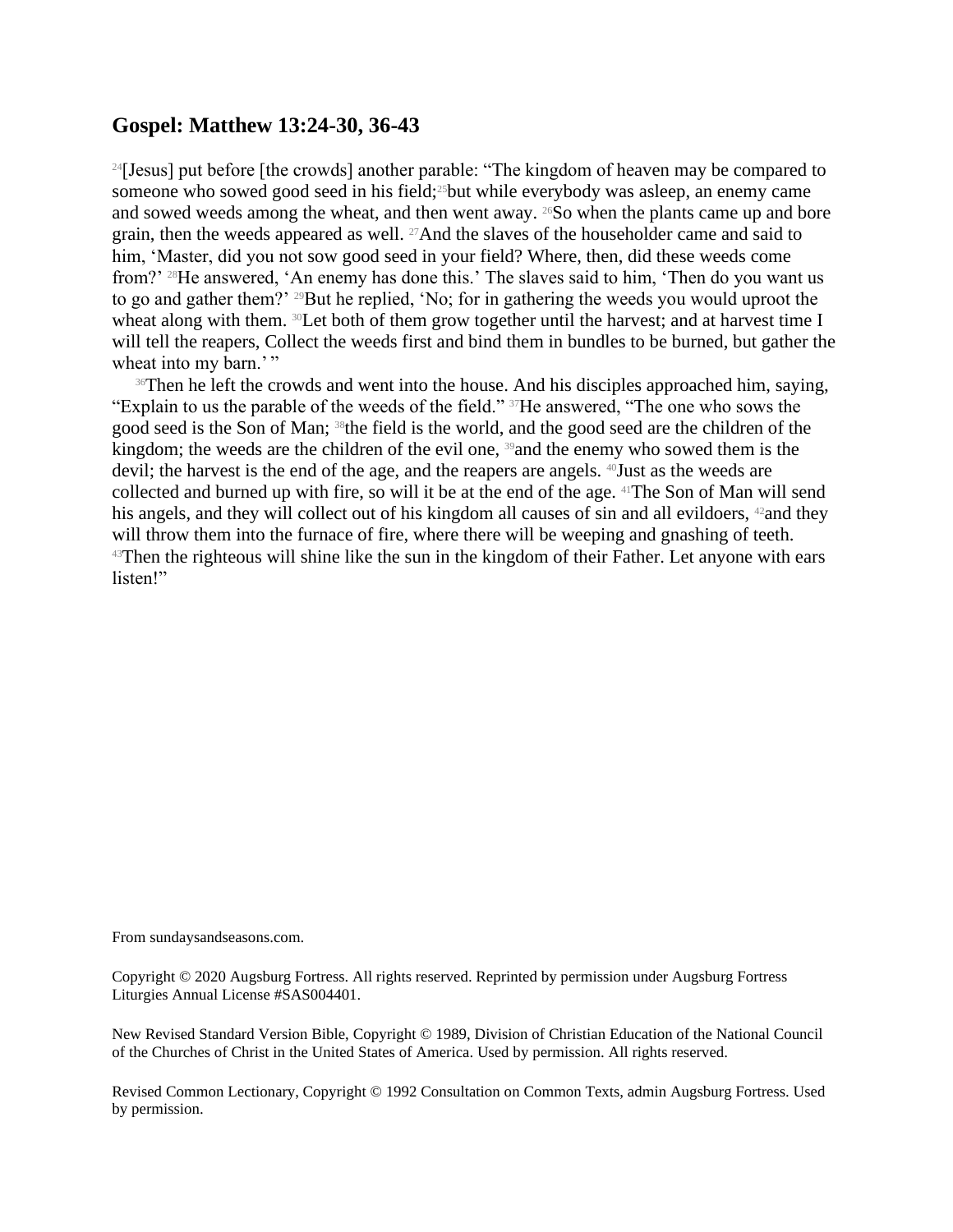## Gospel: Matthew 13:24-30, 36-43

[24][Jesus] put before [the crowds] another parable: "The kingdom of heaven may be compared to someone who sowed good seed in his field;[25]but while everybody was asleep, an enemy came and sowed weeds among the wheat, and then went away. [26]So when the plants came up and bore grain, then the weeds appeared as well. [27]And the slaves of the householder came and said to him, 'Master, did you not sow good seed in your field? Where, then, did these weeds come from?' [28]He answered, 'An enemy has done this.' The slaves said to him, 'Then do you want us to go and gather them?' [29]But he replied, 'No; for in gathering the weeds you would uproot the wheat along with them. [30]Let both of them grow together until the harvest; and at harvest time I will tell the reapers, Collect the weeds first and bind them in bundles to be burned, but gather the wheat into my barn.' "

[36]Then he left the crowds and went into the house. And his disciples approached him, saying, "Explain to us the parable of the weeds of the field." [37]He answered, "The one who sows the good seed is the Son of Man; [38]the field is the world, and the good seed are the children of the kingdom; the weeds are the children of the evil one, [39]and the enemy who sowed them is the devil; the harvest is the end of the age, and the reapers are angels. [40]Just as the weeds are collected and burned up with fire, so will it be at the end of the age. [41]The Son of Man will send his angels, and they will collect out of his kingdom all causes of sin and all evildoers, [42]and they will throw them into the furnace of fire, where there will be weeping and gnashing of teeth. [43]Then the righteous will shine like the sun in the kingdom of their Father. Let anyone with ears listen!"

From sundaysandseasons.com.

Copyright © 2020 Augsburg Fortress. All rights reserved. Reprinted by permission under Augsburg Fortress Liturgies Annual License #SAS004401.

New Revised Standard Version Bible, Copyright © 1989, Division of Christian Education of the National Council of the Churches of Christ in the United States of America. Used by permission. All rights reserved.

Revised Common Lectionary, Copyright © 1992 Consultation on Common Texts, admin Augsburg Fortress. Used by permission.